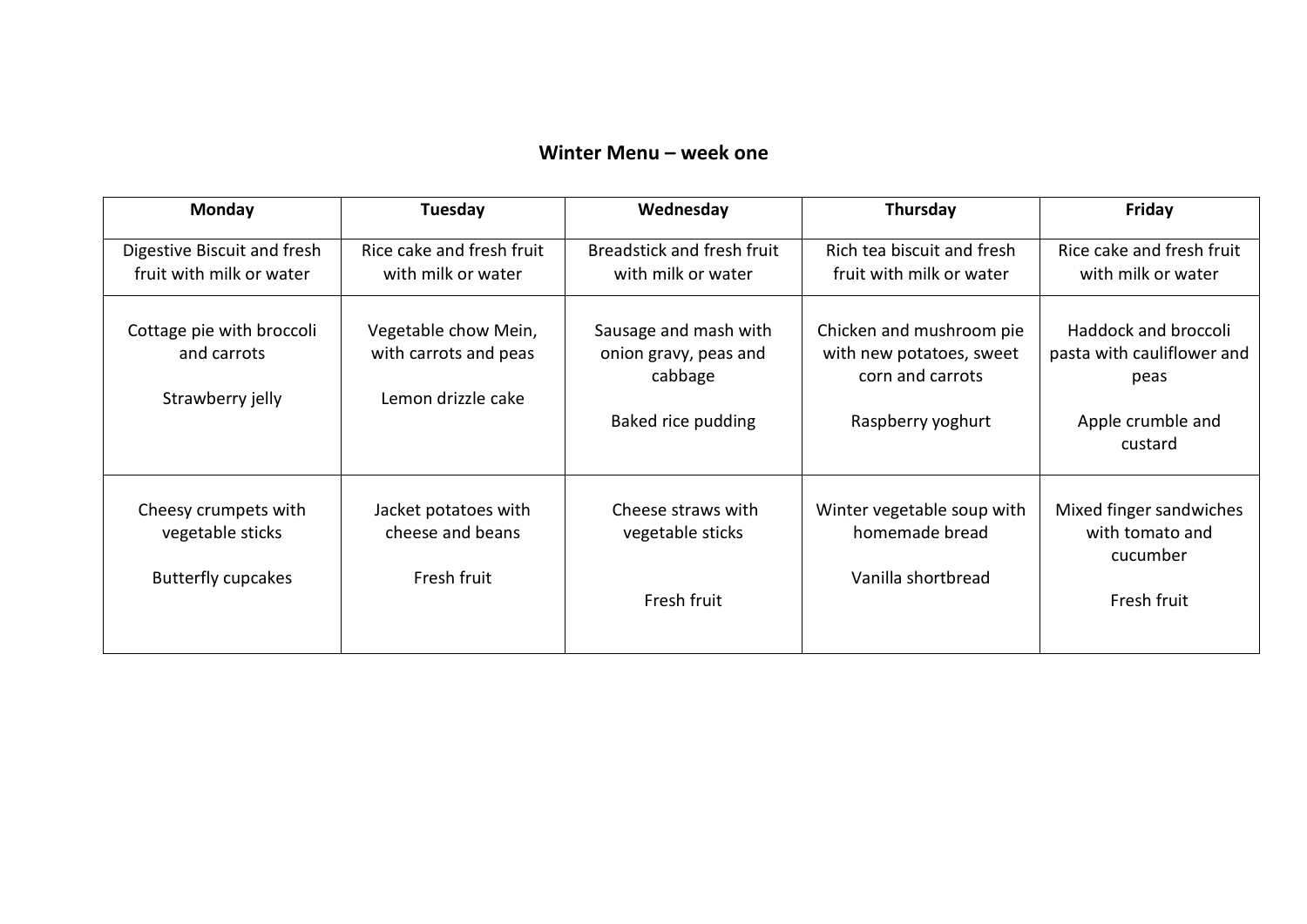## Winter Menu – week one

| Monday | Tuesday | Wednesday | Thursday | Friday |
| --- | --- | --- | --- | --- |
| Digestive Biscuit and fresh fruit with milk or water | Rice cake and fresh fruit with milk or water | Breadstick and fresh fruit with milk or water | Rich tea biscuit and fresh fruit with milk or water | Rice cake and fresh fruit with milk or water |
| Cottage pie with broccoli and carrots<br><br>Strawberry jelly | Vegetable chow Mein, with carrots and peas<br><br>Lemon drizzle cake | Sausage and mash with onion gravy, peas and cabbage<br><br>Baked rice pudding | Chicken and mushroom pie with new potatoes, sweet corn and carrots<br><br>Raspberry yoghurt | Haddock and broccoli pasta with cauliflower and peas<br><br>Apple crumble and custard |
| Cheesy crumpets with vegetable sticks<br><br>Butterfly cupcakes | Jacket potatoes with cheese and beans<br><br>Fresh fruit | Cheese straws with vegetable sticks<br><br>Fresh fruit | Winter vegetable soup with homemade bread<br><br>Vanilla shortbread | Mixed finger sandwiches with tomato and cucumber<br><br>Fresh fruit |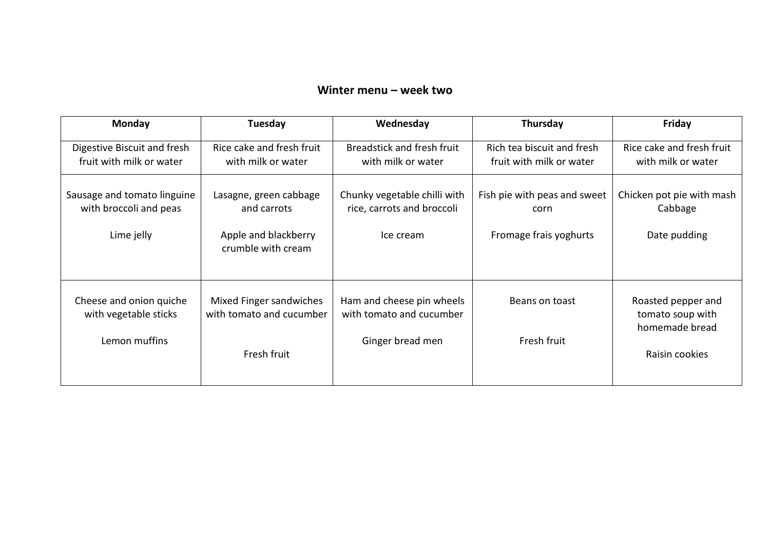## Winter menu – week two

| Monday | Tuesday | Wednesday | Thursday | Friday |
|---|---|---|---|---|
| Digestive Biscuit and fresh fruit with milk or water | Rice cake and fresh fruit with milk or water | Breadstick and fresh fruit with milk or water | Rich tea biscuit and fresh fruit with milk or water | Rice cake and fresh fruit with milk or water |
| Sausage and tomato linguine with broccoli and peas<br><br>Lime jelly | Lasagne, green cabbage and carrots<br><br>Apple and blackberry crumble with cream | Chunky vegetable chilli with rice, carrots and broccoli<br><br>Ice cream | Fish pie with peas and sweet corn<br><br>Fromage frais yoghurts | Chicken pot pie with mash Cabbage<br><br>Date pudding |
| Cheese and onion quiche with vegetable sticks<br><br>Lemon muffins | Mixed Finger sandwiches with tomato and cucumber<br><br>Fresh fruit | Ham and cheese pin wheels with tomato and cucumber<br><br>Ginger bread men | Beans on toast<br><br>Fresh fruit | Roasted pepper and tomato soup with homemade bread<br><br>Raisin cookies |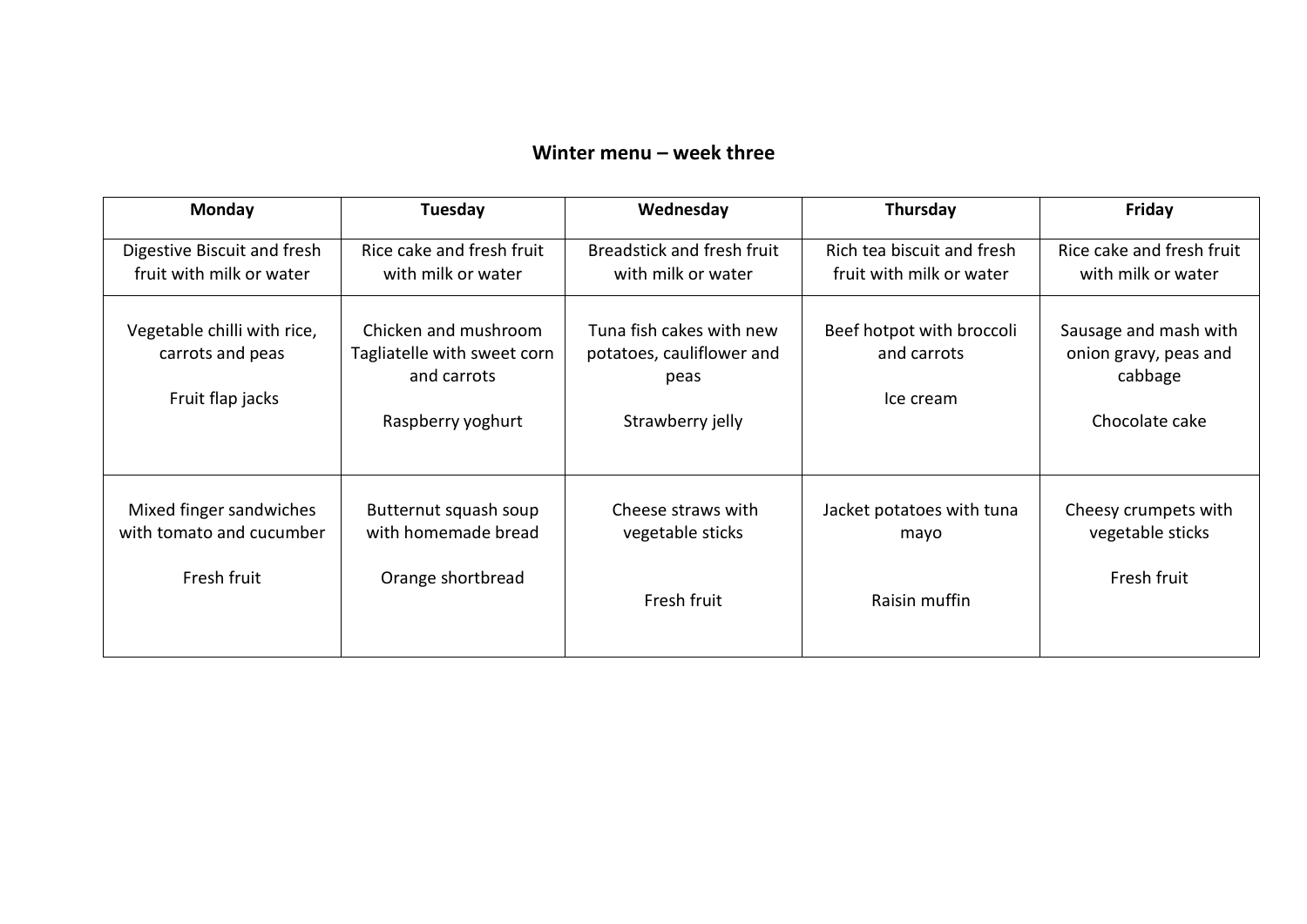## Winter menu – week three

| Monday | Tuesday | Wednesday | Thursday | Friday |
|---|---|---|---|---|
| Digestive Biscuit and fresh fruit with milk or water | Rice cake and fresh fruit with milk or water | Breadstick and fresh fruit with milk or water | Rich tea biscuit and fresh fruit with milk or water | Rice cake and fresh fruit with milk or water |
| Vegetable chilli with rice, carrots and peas<br><br>Fruit flap jacks | Chicken and mushroom Tagliatelle with sweet corn and carrots<br><br>Raspberry yoghurt | Tuna fish cakes with new potatoes, cauliflower and peas<br><br>Strawberry jelly | Beef hotpot with broccoli and carrots<br><br>Ice cream | Sausage and mash with onion gravy, peas and cabbage<br><br>Chocolate cake |
| Mixed finger sandwiches with tomato and cucumber<br><br>Fresh fruit | Butternut squash soup with homemade bread<br><br>Orange shortbread | Cheese straws with vegetable sticks<br><br>Fresh fruit | Jacket potatoes with tuna mayo<br><br>Raisin muffin | Cheesy crumpets with vegetable sticks<br><br>Fresh fruit |